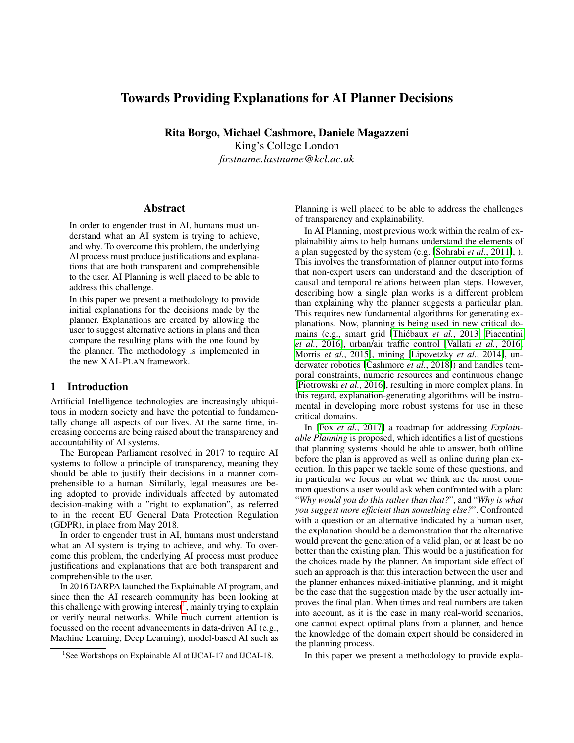# Towards Providing Explanations for AI Planner Decisions

**Rita Borgo, Michael Cashmore, Daniele Magazzeni**
King's College London
*firstname.lastname@kcl.ac.uk*

## Abstract

In order to engender trust in AI, humans must understand what an AI system is trying to achieve, and why. To overcome this problem, the underlying AI process must produce justifications and explanations that are both transparent and comprehensible to the user. AI Planning is well placed to be able to address this challenge.

In this paper we present a methodology to provide initial explanations for the decisions made by the planner. Explanations are created by allowing the user to suggest alternative actions in plans and then compare the resulting plans with the one found by the planner. The methodology is implemented in the new XAI-PLAN framework.

## 1 Introduction

Artificial Intelligence technologies are increasingly ubiquitous in modern society and have the potential to fundamentally change all aspects of our lives. At the same time, increasing concerns are being raised about the transparency and accountability of AI systems.

The European Parliament resolved in 2017 to require AI systems to follow a principle of transparency, meaning they should be able to justify their decisions in a manner comprehensible to a human. Similarly, legal measures are being adopted to provide individuals affected by automated decision-making with a "right to explanation", as referred to in the recent EU General Data Protection Regulation (GDPR), in place from May 2018.

In order to engender trust in AI, humans must understand what an AI system is trying to achieve, and why. To overcome this problem, the underlying AI process must produce justifications and explanations that are both transparent and comprehensible to the user.

In 2016 DARPA launched the Explainable AI program, and since then the AI research community has been looking at this challenge with growing interest[1], mainly trying to explain or verify neural networks. While much current attention is focussed on the recent advancements in data-driven AI (e.g., Machine Learning, Deep Learning), model-based AI such as Planning is well placed to be able to address the challenges of transparency and explainability.

In AI Planning, most previous work within the realm of explainability aims to help humans understand the elements of a plan suggested by the system (e.g. [Sohrabi *et al.*, 2011], ). This involves the transformation of planner output into forms that non-expert users can understand and the description of causal and temporal relations between plan steps. However, describing how a single plan works is a different problem than explaining why the planner suggests a particular plan. This requires new fundamental algorithms for generating explanations. Now, planning is being used in new critical domains (e.g., smart grid [Thiébaux *et al.*, 2013; Piacentini *et al.*, 2016], urban/air traffic control [Vallati *et al.*, 2016; Morris *et al.*, 2015], mining [Lipovetzky *et al.*, 2014], underwater robotics [Cashmore *et al.*, 2018]) and handles temporal constraints, numeric resources and continuous change [Piotrowski *et al.*, 2016], resulting in more complex plans. In this regard, explanation-generating algorithms will be instrumental in developing more robust systems for use in these critical domains.

In [Fox *et al.*, 2017] a roadmap for addressing *Explainable Planning* is proposed, which identifies a list of questions that planning systems should be able to answer, both offline before the plan is approved as well as online during plan execution. In this paper we tackle some of these questions, and in particular we focus on what we think are the most common questions a user would ask when confronted with a plan: "*Why would you do this rather than that?*", and "*Why is what you suggest more efficient than something else?*". Confronted with a question or an alternative indicated by a human user, the explanation should be a demonstration that the alternative would prevent the generation of a valid plan, or at least be no better than the existing plan. This would be a justification for the choices made by the planner. An important side effect of such an approach is that this interaction between the user and the planner enhances mixed-initiative planning, and it might be the case that the suggestion made by the user actually improves the final plan. When times and real numbers are taken into account, as it is the case in many real-world scenarios, one cannot expect optimal plans from a planner, and hence the knowledge of the domain expert should be considered in the planning process.

In this paper we present a methodology to provide expla-

[1]See Workshops on Explainable AI at IJCAI-17 and IJCAI-18.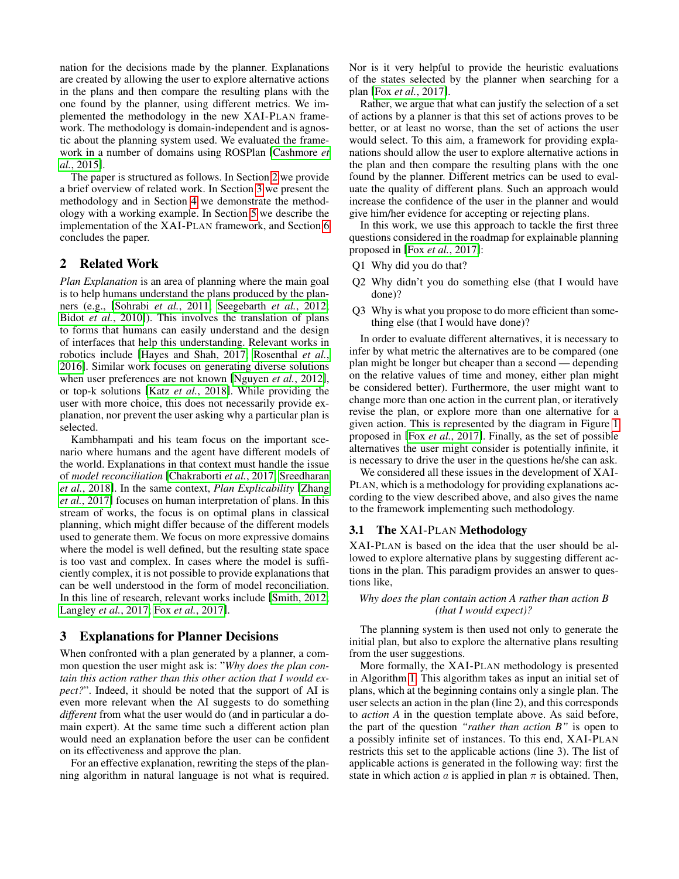nation for the decisions made by the planner. Explanations are created by allowing the user to explore alternative actions in the plans and then compare the resulting plans with the one found by the planner, using different metrics. We implemented the methodology in the new XAI-PLAN framework. The methodology is domain-independent and is agnostic about the planning system used. We evaluated the framework in a number of domains using ROSPlan [Cashmore *et al.*, 2015].

The paper is structured as follows. In Section 2 we provide a brief overview of related work. In Section 3 we present the methodology and in Section 4 we demonstrate the methodology with a working example. In Section 5 we describe the implementation of the XAI-PLAN framework, and Section 6 concludes the paper.

## 2 Related Work

*Plan Explanation* is an area of planning where the main goal is to help humans understand the plans produced by the planners (e.g., [Sohrabi *et al.*, 2011; Seegebarth *et al.*, 2012; Bidot *et al.*, 2010]). This involves the translation of plans to forms that humans can easily understand and the design of interfaces that help this understanding. Relevant works in robotics include [Hayes and Shah, 2017; Rosenthal *et al.*, 2016]. Similar work focuses on generating diverse solutions when user preferences are not known [Nguyen *et al.*, 2012], or top-k solutions [Katz *et al.*, 2018]. While providing the user with more choice, this does not necessarily provide explanation, nor prevent the user asking why a particular plan is selected.

Kambhampati and his team focus on the important scenario where humans and the agent have different models of the world. Explanations in that context must handle the issue of *model reconciliation* [Chakraborti *et al.*, 2017; Sreedharan *et al.*, 2018]. In the same context, *Plan Explicability* [Zhang *et al.*, 2017] focuses on human interpretation of plans. In this stream of works, the focus is on optimal plans in classical planning, which might differ because of the different models used to generate them. We focus on more expressive domains where the model is well defined, but the resulting state space is too vast and complex. In cases where the model is sufficiently complex, it is not possible to provide explanations that can be well understood in the form of model reconciliation. In this line of research, relevant works include [Smith, 2012; Langley *et al.*, 2017; Fox *et al.*, 2017].

## 3 Explanations for Planner Decisions

When confronted with a plan generated by a planner, a common question the user might ask is: "*Why does the plan contain this action rather than this other action that I would expect?*". Indeed, it should be noted that the support of AI is even more relevant when the AI suggests to do something *different* from what the user would do (and in particular a domain expert). At the same time such a different action plan would need an explanation before the user can be confident on its effectiveness and approve the plan.

For an effective explanation, rewriting the steps of the planning algorithm in natural language is not what is required. Nor is it very helpful to provide the heuristic evaluations of the states selected by the planner when searching for a plan [Fox *et al.*, 2017].

Rather, we argue that what can justify the selection of a set of actions by a planner is that this set of actions proves to be better, or at least no worse, than the set of actions the user would select. To this aim, a framework for providing explanations should allow the user to explore alternative actions in the plan and then compare the resulting plans with the one found by the planner. Different metrics can be used to evaluate the quality of different plans. Such an approach would increase the confidence of the user in the planner and would give him/her evidence for accepting or rejecting plans.

In this work, we use this approach to tackle the first three questions considered in the roadmap for explainable planning proposed in [Fox *et al.*, 2017]:

- Q1 Why did you do that?
- Q2 Why didn't you do something else (that I would have done)?
- Q3 Why is what you propose to do more efficient than something else (that I would have done)?

In order to evaluate different alternatives, it is necessary to infer by what metric the alternatives are to be compared (one plan might be longer but cheaper than a second — depending on the relative values of time and money, either plan might be considered better). Furthermore, the user might want to change more than one action in the current plan, or iteratively revise the plan, or explore more than one alternative for a given action. This is represented by the diagram in Figure 1 proposed in [Fox *et al.*, 2017]. Finally, as the set of possible alternatives the user might consider is potentially infinite, it is necessary to drive the user in the questions he/she can ask.

We considered all these issues in the development of XAI-PLAN, which is a methodology for providing explanations according to the view described above, and also gives the name to the framework implementing such methodology.

### 3.1 The XAI-PLAN Methodology

XAI-PLAN is based on the idea that the user should be allowed to explore alternative plans by suggesting different actions in the plan. This paradigm provides an answer to questions like,

*Why does the plan contain action A rather than action B (that I would expect)?*

The planning system is then used not only to generate the initial plan, but also to explore the alternative plans resulting from the user suggestions.

More formally, the XAI-PLAN methodology is presented in Algorithm 1. This algorithm takes as input an initial set of plans, which at the beginning contains only a single plan. The user selects an action in the plan (line 2), and this corresponds to *action A* in the question template above. As said before, the part of the question *"rather than action B"* is open to a possibly infinite set of instances. To this end, XAI-PLAN restricts this set to the applicable actions (line 3). The list of applicable actions is generated in the following way: first the state in which action $a$ is applied in plan $\pi$ is obtained. Then,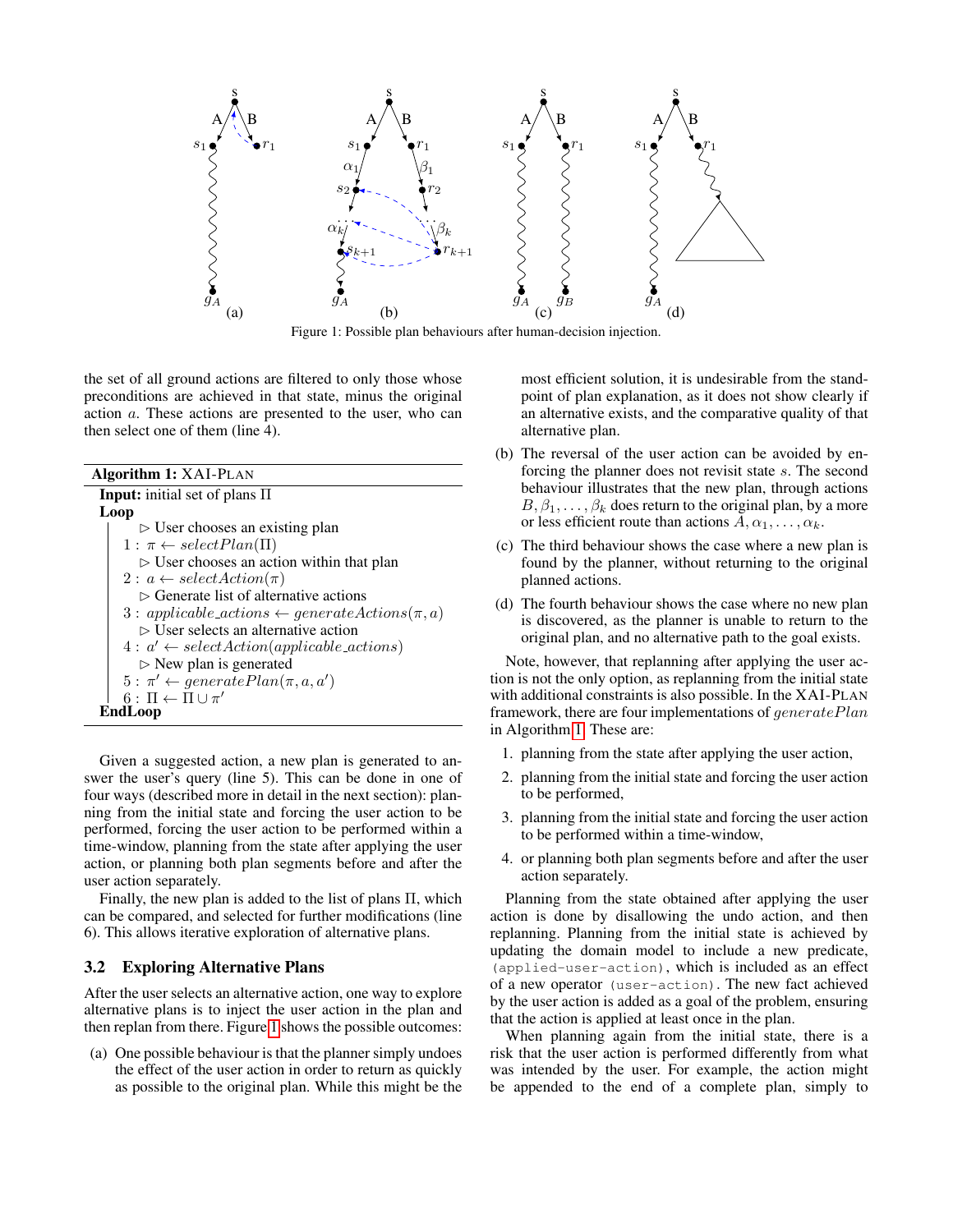Figure 1: Possible plan behaviours after human-decision injection.

the set of all ground actions are filtered to only those whose preconditions are achieved in that state, minus the original action $a$. These actions are presented to the user, who can then select one of them (line 4).

**Algorithm 1:** XAI-PLAN

**Input:** initial set of plans $\Pi$

**Loop**

- ▷ User chooses an existing plan
- $1: \pi \leftarrow selectPlan(\Pi)$
- ▷ User chooses an action within that plan
- $2: a \leftarrow selectAction(\pi)$
- ▷ Generate list of alternative actions
- $3: applicable\_actions \leftarrow generateActions(\pi, a)$
- ▷ User selects an alternative action
- $4: a' \leftarrow selectAction(applicable\_actions)$
- ▷ New plan is generated
- $5: \pi' \leftarrow generatePlan(\pi, a, a')$
- $6: \Pi \leftarrow \Pi \cup \pi'$

**EndLoop**

Given a suggested action, a new plan is generated to answer the user's query (line 5). This can be done in one of four ways (described more in detail in the next section): planning from the initial state and forcing the user action to be performed, forcing the user action to be performed within a time-window, planning from the state after applying the user action, or planning both plan segments before and after the user action separately.

Finally, the new plan is added to the list of plans $\Pi$, which can be compared, and selected for further modifications (line 6). This allows iterative exploration of alternative plans.

### 3.2 Exploring Alternative Plans

After the user selects an alternative action, one way to explore alternative plans is to inject the user action in the plan and then replan from there. Figure 1 shows the possible outcomes:

(a) One possible behaviour is that the planner simply undoes the effect of the user action in order to return as quickly as possible to the original plan. While this might be the most efficient solution, it is undesirable from the standpoint of plan explanation, as it does not show clearly if an alternative exists, and the comparative quality of that alternative plan.

(b) The reversal of the user action can be avoided by enforcing the planner does not revisit state $s$. The second behaviour illustrates that the new plan, through actions $B, \beta_1, \ldots, \beta_k$ does return to the original plan, by a more or less efficient route than actions $A, \alpha_1, \ldots, \alpha_k$.

(c) The third behaviour shows the case where a new plan is found by the planner, without returning to the original planned actions.

(d) The fourth behaviour shows the case where no new plan is discovered, as the planner is unable to return to the original plan, and no alternative path to the goal exists.

Note, however, that replanning after applying the user action is not the only option, as replanning from the initial state with additional constraints is also possible. In the XAI-PLAN framework, there are four implementations of $generatePlan$ in Algorithm 1. These are:

1. planning from the state after applying the user action,
2. planning from the initial state and forcing the user action to be performed,
3. planning from the initial state and forcing the user action to be performed within a time-window,
4. or planning both plan segments before and after the user action separately.

Planning from the state obtained after applying the user action is done by disallowing the undo action, and then replanning. Planning from the initial state is achieved by updating the domain model to include a new predicate, `(applied-user-action)`, which is included as an effect of a new operator `(user-action)`. The new fact achieved by the user action is added as a goal of the problem, ensuring that the action is applied at least once in the plan.

When planning again from the initial state, there is a risk that the user action is performed differently from what was intended by the user. For example, the action might be appended to the end of a complete plan, simply to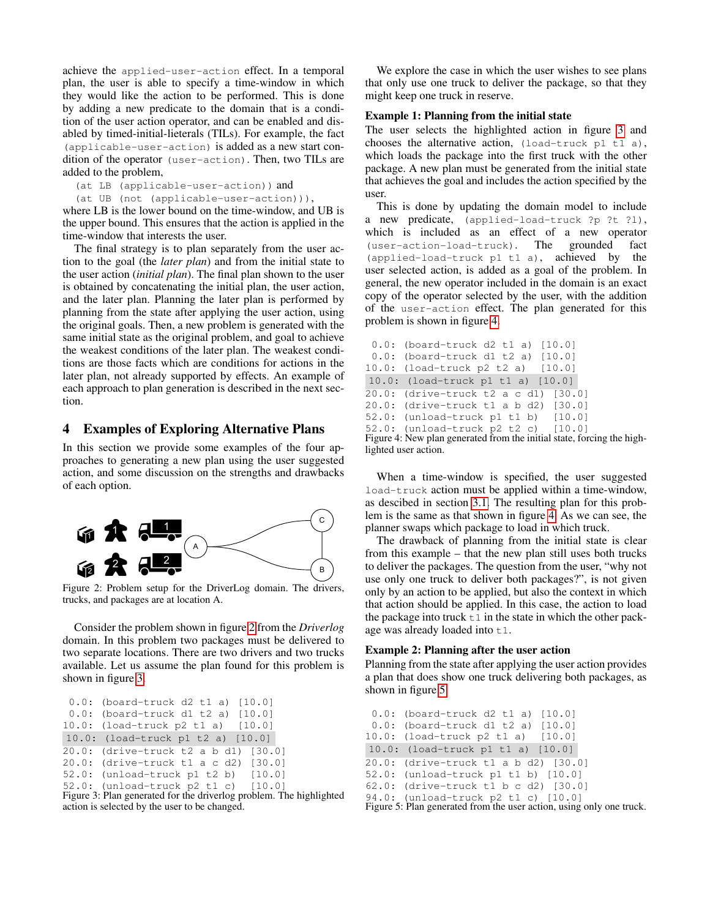achieve the `applied-user-action` effect. In a temporal plan, the user is able to specify a time-window in which they would like the action to be performed. This is done by adding a new predicate to the domain that is a condition of the user action operator, and can be enabled and disabled by timed-initial-lieterals (TILs). For example, the fact `(applicable-user-action)` is added as a new start condition of the operator `(user-action)`. Then, two TILs are added to the problem,

`(at LB (applicable-user-action))` and
`(at UB (not (applicable-user-action)))`,

where LB is the lower bound on the time-window, and UB is the upper bound. This ensures that the action is applied in the time-window that interests the user.

The final strategy is to plan separately from the user action to the goal (the *later plan*) and from the initial state to the user action (*initial plan*). The final plan shown to the user is obtained by concatenating the initial plan, the user action, and the later plan. Planning the later plan is performed by planning from the state after applying the user action, using the original goals. Then, a new problem is generated with the same initial state as the original problem, and goal to achieve the weakest conditions of the later plan. The weakest conditions are those facts which are conditions for actions in the later plan, not already supported by effects. An example of each approach to plan generation is described in the next section.

## 4 Examples of Exploring Alternative Plans

In this section we provide some examples of the four approaches to generating a new plan using the user suggested action, and some discussion on the strengths and drawbacks of each option.

Figure 2: Problem setup for the DriverLog domain. The drivers, trucks, and packages are at location A.

Consider the problem shown in figure 2 from the *Driverlog* domain. In this problem two packages must be delivered to two separate locations. There are two drivers and two trucks available. Let us assume the plan found for this problem is shown in figure 3.

```
 0.0: (board-truck d2 t1 a) [10.0]
 0.0: (board-truck d1 t2 a) [10.0]
10.0: (load-truck p2 t1 a)  [10.0]
10.0: (load-truck p1 t2 a)  [10.0]
20.0: (drive-truck t2 a b d1) [30.0]
20.0: (drive-truck t1 a c d2) [30.0]
52.0: (unload-truck p1 t2 b)  [10.0]
52.0: (unload-truck p2 t1 c)  [10.0]
```

Figure 3: Plan generated for the driverlog problem. The highlighted action is selected by the user to be changed.

We explore the case in which the user wishes to see plans that only use one truck to deliver the package, so that they might keep one truck in reserve.

**Example 1: Planning from the initial state**

The user selects the highlighted action in figure 3 and chooses the alternative action, `(load-truck p1 t1 a)`, which loads the package into the first truck with the other package. A new plan must be generated from the initial state that achieves the goal and includes the action specified by the user.

This is done by updating the domain model to include a new predicate, `(applied-load-truck ?p ?t ?l)`, which is included as an effect of a new operator `(user-action-load-truck)`. The grounded fact `(applied-load-truck p1 t1 a)`, achieved by the user selected action, is added as a goal of the problem. In general, the new operator included in the domain is an exact copy of the operator selected by the user, with the addition of the `user-action` effect. The plan generated for this problem is shown in figure 4.

```
 0.0: (board-truck d2 t1 a) [10.0]
 0.0: (board-truck d1 t2 a) [10.0]
10.0: (load-truck p2 t2 a)  [10.0]
10.0: (load-truck p1 t1 a)  [10.0]
20.0: (drive-truck t2 a c d1) [30.0]
20.0: (drive-truck t1 a b d2) [30.0]
52.0: (unload-truck p1 t1 b)  [10.0]
52.0: (unload-truck p2 t2 c)  [10.0]
```

Figure 4: New plan generated from the initial state, forcing the highlighted user action.

When a time-window is specified, the user suggested `load-truck` action must be applied within a time-window, as descibed in section 3.1. The resulting plan for this problem is the same as that shown in figure 4. As we can see, the planner swaps which package to load in which truck.

The drawback of planning from the initial state is clear from this example – that the new plan still uses both trucks to deliver the packages. The question from the user, "why not use only one truck to deliver both packages?", is not given only by an action to be applied, but also the context in which that action should be applied. In this case, the action to load the package into truck `t1` in the state in which the other package was already loaded into `t1`.

**Example 2: Planning after the user action**

Planning from the state after applying the user action provides a plan that does show one truck delivering both packages, as shown in figure 5.

```
 0.0: (board-truck d2 t1 a) [10.0]
 0.0: (board-truck d1 t2 a) [10.0]
10.0: (load-truck p2 t1 a)  [10.0]
10.0: (load-truck p1 t1 a)  [10.0]
20.0: (drive-truck t1 a b d2) [30.0]
52.0: (unload-truck p1 t1 b) [10.0]
62.0: (drive-truck t1 b c d2) [30.0]
94.0: (unload-truck p2 t1 c) [10.0]
```

Figure 5: Plan generated from the user action, using only one truck.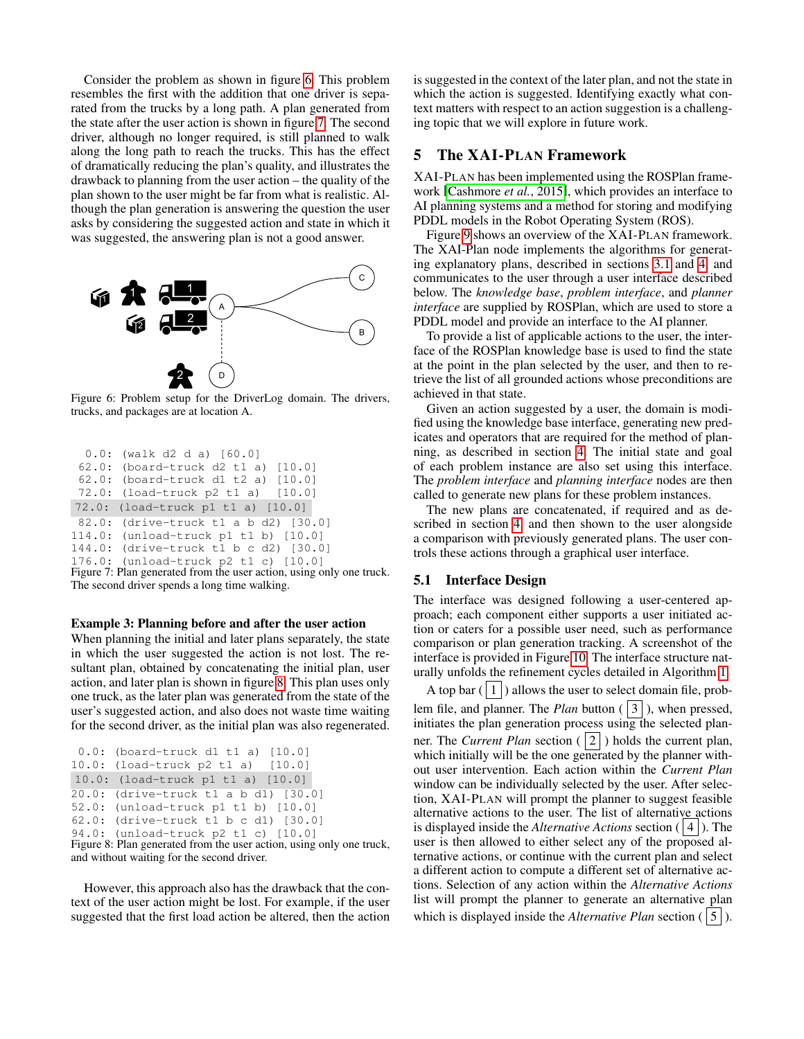Consider the problem as shown in figure 6. This problem resembles the first with the addition that one driver is separated from the trucks by a long path. A plan generated from the state after the user action is shown in figure 7. The second driver, although no longer required, is still planned to walk along the long path to reach the trucks. This has the effect of dramatically reducing the plan's quality, and illustrates the drawback to planning from the user action – the quality of the plan shown to the user might be far from what is realistic. Although the plan generation is answering the question the user asks by considering the suggested action and state in which it was suggested, the answering plan is not a good answer.

Figure 6: Problem setup for the DriverLog domain. The drivers, trucks, and packages are at location A.

```
  0.0: (walk d2 d a) [60.0]
 62.0: (board-truck d2 t1 a) [10.0]
 62.0: (board-truck d1 t2 a) [10.0]
 72.0: (load-truck p2 t1 a)  [10.0]
 72.0: (load-truck p1 t1 a) [10.0]
 82.0: (drive-truck t1 a b d2) [30.0]
114.0: (unload-truck p1 t1 b) [10.0]
144.0: (drive-truck t1 b c d2) [30.0]
176.0: (unload-truck p2 t1 c) [10.0]
```

Figure 7: Plan generated from the user action, using only one truck. The second driver spends a long time walking.

**Example 3: Planning before and after the user action**
When planning the initial and later plans separately, the state in which the user suggested the action is not lost. The resultant plan, obtained by concatenating the initial plan, user action, and later plan is shown in figure 8. This plan uses only one truck, as the later plan was generated from the state of the user's suggested action, and also does not waste time waiting for the second driver, as the initial plan was also regenerated.

```
 0.0: (board-truck d1 t1 a) [10.0]
10.0: (load-truck p2 t1 a)  [10.0]
10.0: (load-truck p1 t1 a) [10.0]
20.0: (drive-truck t1 a b d1) [30.0]
52.0: (unload-truck p1 t1 b) [10.0]
62.0: (drive-truck t1 b c d1) [30.0]
94.0: (unload-truck p2 t1 c) [10.0]
```

Figure 8: Plan generated from the user action, using only one truck, and without waiting for the second driver.

However, this approach also has the drawback that the context of the user action might be lost. For example, if the user suggested that the first load action be altered, then the action is suggested in the context of the later plan, and not the state in which the action is suggested. Identifying exactly what context matters with respect to an action suggestion is a challenging topic that we will explore in future work.

## 5 The XAI-PLAN Framework

XAI-PLAN has been implemented using the ROSPlan framework [Cashmore *et al.*, 2015], which provides an interface to AI planning systems and a method for storing and modifying PDDL models in the Robot Operating System (ROS).

Figure 9 shows an overview of the XAI-PLAN framework. The XAI-Plan node implements the algorithms for generating explanatory plans, described in sections 3.1 and 4, and communicates to the user through a user interface described below. The *knowledge base*, *problem interface*, and *planner interface* are supplied by ROSPlan, which are used to store a PDDL model and provide an interface to the AI planner.

To provide a list of applicable actions to the user, the interface of the ROSPlan knowledge base is used to find the state at the point in the plan selected by the user, and then to retrieve the list of all grounded actions whose preconditions are achieved in that state.

Given an action suggested by a user, the domain is modified using the knowledge base interface, generating new predicates and operators that are required for the method of planning, as described in section 4. The initial state and goal of each problem instance are also set using this interface. The *problem interface* and *planning interface* nodes are then called to generate new plans for these problem instances.

The new plans are concatenated, if required and as described in section 4 and then shown to the user alongside a comparison with previously generated plans. The user controls these actions through a graphical user interface.

### 5.1 Interface Design

The interface was designed following a user-centered approach; each component either supports a user initiated action or caters for a possible user need, such as performance comparison or plan generation tracking. A screenshot of the interface is provided in Figure 10. The interface structure naturally unfolds the refinement cycles detailed in Algorithm 1.

A top bar ( 1 ) allows the user to select domain file, problem file, and planner. The *Plan* button ( 3 ), when pressed, initiates the plan generation process using the selected planner. The *Current Plan* section ( 2 ) holds the current plan, which initially will be the one generated by the planner without user intervention. Each action within the *Current Plan* window can be individually selected by the user. After selection, XAI-PLAN will prompt the planner to suggest feasible alternative actions to the user. The list of alternative actions is displayed inside the *Alternative Actions* section ( 4 ). The user is then allowed to either select any of the proposed alternative actions, or continue with the current plan and select a different action to compute a different set of alternative actions. Selection of any action within the *Alternative Actions* list will prompt the planner to generate an alternative plan which is displayed inside the *Alternative Plan* section ( 5 ).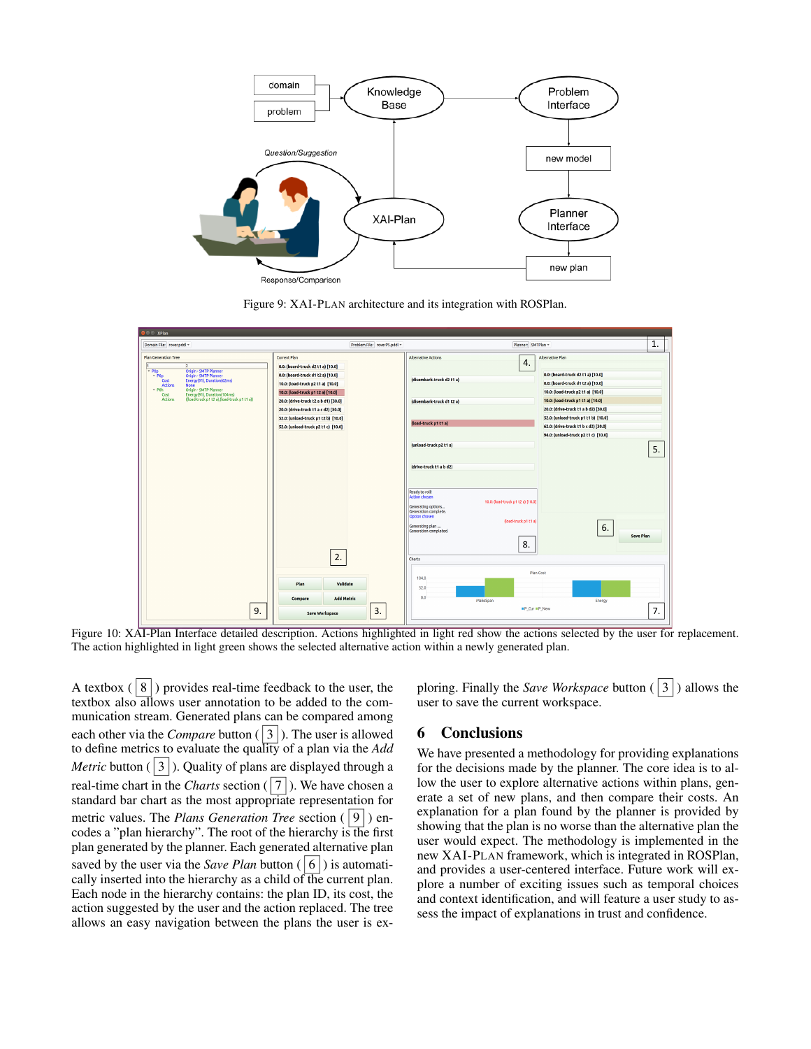Figure 9: XAI-PLAN architecture and its integration with ROSPlan.

Figure 10: XAI-Plan Interface detailed description. Actions highlighted in light red show the actions selected by the user for replacement. The action highlighted in light green shows the selected alternative action within a newly generated plan.

A textbox ( 8 ) provides real-time feedback to the user, the textbox also allows user annotation to be added to the communication stream. Generated plans can be compared among each other via the *Compare* button ( 3 ). The user is allowed to define metrics to evaluate the quality of a plan via the *Add Metric* button ( 3 ). Quality of plans are displayed through a real-time chart in the *Charts* section ( 7 ). We have chosen a standard bar chart as the most appropriate representation for metric values. The *Plans Generation Tree* section ( 9 ) encodes a "plan hierarchy". The root of the hierarchy is the first plan generated by the planner. Each generated alternative plan saved by the user via the *Save Plan* button ( 6 ) is automatically inserted into the hierarchy as a child of the current plan. Each node in the hierarchy contains: the plan ID, its cost, the action suggested by the user and the action replaced. The tree allows an easy navigation between the plans the user is exploring. Finally the *Save Workspace* button ( 3 ) allows the user to save the current workspace.

## 6 Conclusions

We have presented a methodology for providing explanations for the decisions made by the planner. The core idea is to allow the user to explore alternative actions within plans, generate a set of new plans, and then compare their costs. An explanation for a plan found by the planner is provided by showing that the plan is no worse than the alternative plan the user would expect. The methodology is implemented in the new XAI-PLAN framework, which is integrated in ROSPlan, and provides a user-centered interface. Future work will explore a number of exciting issues such as temporal choices and context identification, and will feature a user study to assess the impact of explanations in trust and confidence.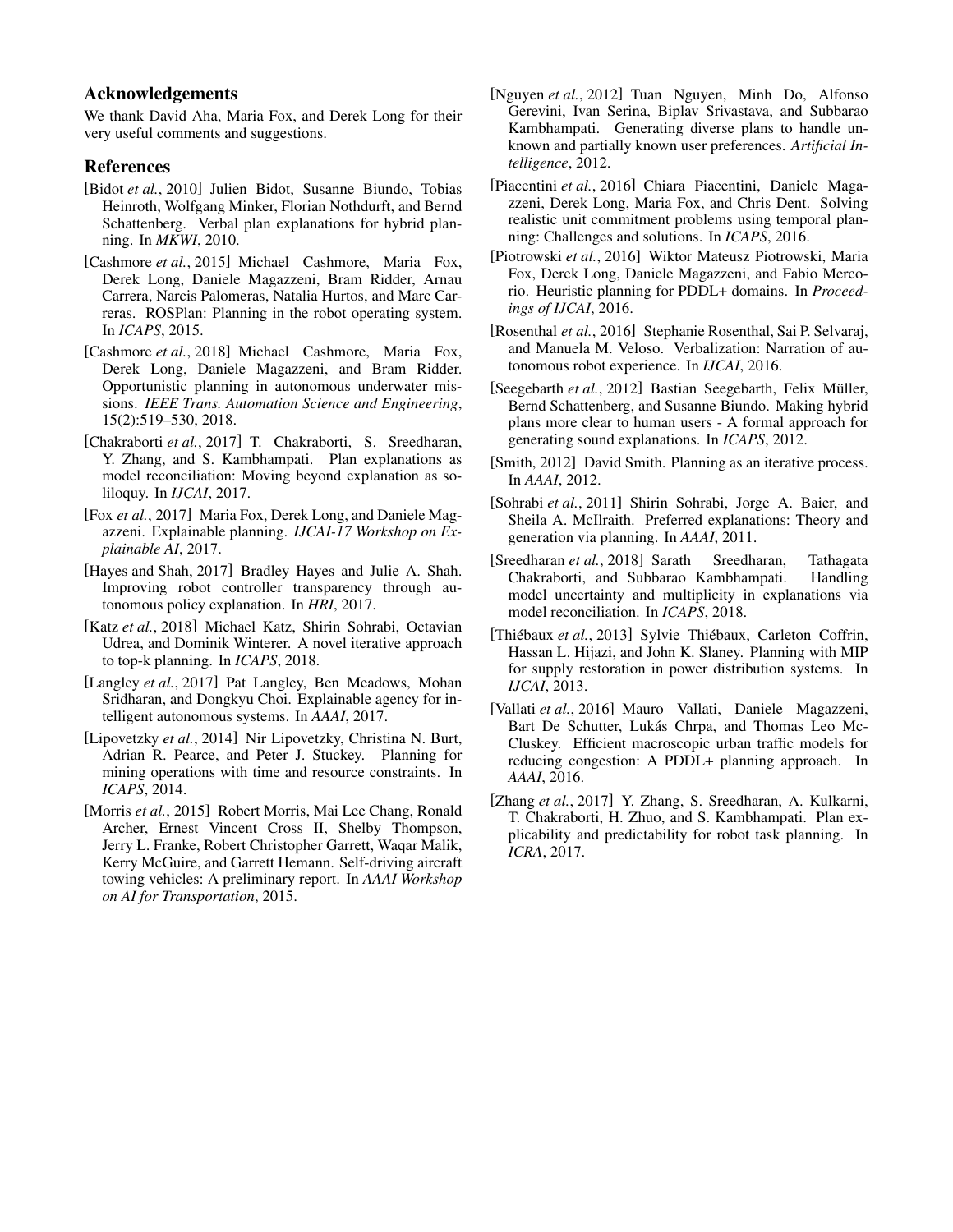## Acknowledgements

We thank David Aha, Maria Fox, and Derek Long for their very useful comments and suggestions.

## References

[Bidot *et al.*, 2010] Julien Bidot, Susanne Biundo, Tobias Heinroth, Wolfgang Minker, Florian Nothdurft, and Bernd Schattenberg. Verbal plan explanations for hybrid planning. In *MKWI*, 2010.

[Cashmore *et al.*, 2015] Michael Cashmore, Maria Fox, Derek Long, Daniele Magazzeni, Bram Ridder, Arnau Carrera, Narcis Palomeras, Natalia Hurtos, and Marc Carreras. ROSPlan: Planning in the robot operating system. In *ICAPS*, 2015.

[Cashmore *et al.*, 2018] Michael Cashmore, Maria Fox, Derek Long, Daniele Magazzeni, and Bram Ridder. Opportunistic planning in autonomous underwater missions. *IEEE Trans. Automation Science and Engineering*, 15(2):519–530, 2018.

[Chakraborti *et al.*, 2017] T. Chakraborti, S. Sreedharan, Y. Zhang, and S. Kambhampati. Plan explanations as model reconciliation: Moving beyond explanation as soliloquy. In *IJCAI*, 2017.

[Fox *et al.*, 2017] Maria Fox, Derek Long, and Daniele Magazzeni. Explainable planning. *IJCAI-17 Workshop on Explainable AI*, 2017.

[Hayes and Shah, 2017] Bradley Hayes and Julie A. Shah. Improving robot controller transparency through autonomous policy explanation. In *HRI*, 2017.

[Katz *et al.*, 2018] Michael Katz, Shirin Sohrabi, Octavian Udrea, and Dominik Winterer. A novel iterative approach to top-k planning. In *ICAPS*, 2018.

[Langley *et al.*, 2017] Pat Langley, Ben Meadows, Mohan Sridharan, and Dongkyu Choi. Explainable agency for intelligent autonomous systems. In *AAAI*, 2017.

[Lipovetzky *et al.*, 2014] Nir Lipovetzky, Christina N. Burt, Adrian R. Pearce, and Peter J. Stuckey. Planning for mining operations with time and resource constraints. In *ICAPS*, 2014.

[Morris *et al.*, 2015] Robert Morris, Mai Lee Chang, Ronald Archer, Ernest Vincent Cross II, Shelby Thompson, Jerry L. Franke, Robert Christopher Garrett, Waqar Malik, Kerry McGuire, and Garrett Hemann. Self-driving aircraft towing vehicles: A preliminary report. In *AAAI Workshop on AI for Transportation*, 2015.

[Nguyen *et al.*, 2012] Tuan Nguyen, Minh Do, Alfonso Gerevini, Ivan Serina, Biplav Srivastava, and Subbarao Kambhampati. Generating diverse plans to handle unknown and partially known user preferences. *Artificial Intelligence*, 2012.

[Piacentini *et al.*, 2016] Chiara Piacentini, Daniele Magazzeni, Derek Long, Maria Fox, and Chris Dent. Solving realistic unit commitment problems using temporal planning: Challenges and solutions. In *ICAPS*, 2016.

[Piotrowski *et al.*, 2016] Wiktor Mateusz Piotrowski, Maria Fox, Derek Long, Daniele Magazzeni, and Fabio Mercorio. Heuristic planning for PDDL+ domains. In *Proceedings of IJCAI*, 2016.

[Rosenthal *et al.*, 2016] Stephanie Rosenthal, Sai P. Selvaraj, and Manuela M. Veloso. Verbalization: Narration of autonomous robot experience. In *IJCAI*, 2016.

[Seegebarth *et al.*, 2012] Bastian Seegebarth, Felix Müller, Bernd Schattenberg, and Susanne Biundo. Making hybrid plans more clear to human users - A formal approach for generating sound explanations. In *ICAPS*, 2012.

[Smith, 2012] David Smith. Planning as an iterative process. In *AAAI*, 2012.

[Sohrabi *et al.*, 2011] Shirin Sohrabi, Jorge A. Baier, and Sheila A. McIlraith. Preferred explanations: Theory and generation via planning. In *AAAI*, 2011.

[Sreedharan *et al.*, 2018] Sarath Sreedharan, Tathagata Chakraborti, and Subbarao Kambhampati. Handling model uncertainty and multiplicity in explanations via model reconciliation. In *ICAPS*, 2018.

[Thiébaux *et al.*, 2013] Sylvie Thiébaux, Carleton Coffrin, Hassan L. Hijazi, and John K. Slaney. Planning with MIP for supply restoration in power distribution systems. In *IJCAI*, 2013.

[Vallati *et al.*, 2016] Mauro Vallati, Daniele Magazzeni, Bart De Schutter, Lukás Chrpa, and Thomas Leo McCluskey. Efficient macroscopic urban traffic models for reducing congestion: A PDDL+ planning approach. In *AAAI*, 2016.

[Zhang *et al.*, 2017] Y. Zhang, S. Sreedharan, A. Kulkarni, T. Chakraborti, H. Zhuo, and S. Kambhampati. Plan explicability and predictability for robot task planning. In *ICRA*, 2017.